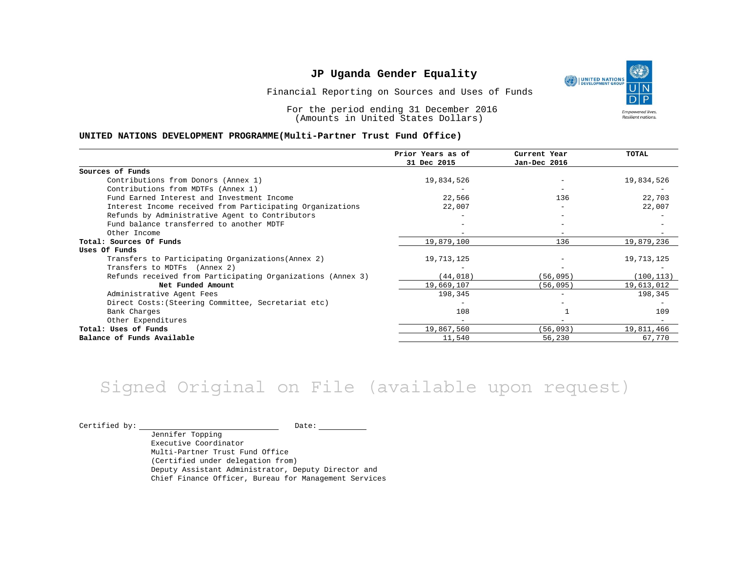# JP Uganda Gender Equality

Financial Reporting on Sources and Uses of Funds

For the period ending 31 December 2016
(Amounts in United States Dollars)

**UNITED NATIONS DEVELOPMENT PROGRAMME(Multi-Partner Trust Fund Office)**

| | Prior Years as of 31 Dec 2015 | Current Year Jan-Dec 2016 | TOTAL |
|---|---|---|---|
| **Sources of Funds** | | | |
| Contributions from Donors (Annex 1) | 19,834,526 | - | 19,834,526 |
| Contributions from MDTFs (Annex 1) | - | - | - |
| Fund Earned Interest and Investment Income | 22,566 | 136 | 22,703 |
| Interest Income received from Participating Organizations | 22,007 | - | 22,007 |
| Refunds by Administrative Agent to Contributors | - | - | - |
| Fund balance transferred to another MDTF | - | - | - |
| Other Income | - | - | - |
| **Total: Sources Of Funds** | 19,879,100 | 136 | 19,879,236 |
| **Uses Of Funds** | | | |
| Transfers to Participating Organizations(Annex 2) | 19,713,125 | - | 19,713,125 |
| Transfers to MDTFs (Annex 2) | - | - | - |
| Refunds received from Participating Organizations (Annex 3) | (44,018) | (56,095) | (100,113) |
| **Net Funded Amount** | 19,669,107 | (56,095) | 19,613,012 |
| Administrative Agent Fees | 198,345 | - | 198,345 |
| Direct Costs:(Steering Committee, Secretariat etc) | - | - | - |
| Bank Charges | 108 | 1 | 109 |
| Other Expenditures | - | - | - |
| **Total: Uses of Funds** | 19,867,560 | (56,093) | 19,811,466 |
| **Balance of Funds Available** | 11,540 | 56,230 | 67,770 |

Signed Original on File (available upon request)

Certified by: ____________________ Date: __________

Jennifer Topping
Executive Coordinator
Multi-Partner Trust Fund Office
(Certified under delegation from)
Deputy Assistant Administrator, Deputy Director and
Chief Finance Officer, Bureau for Management Services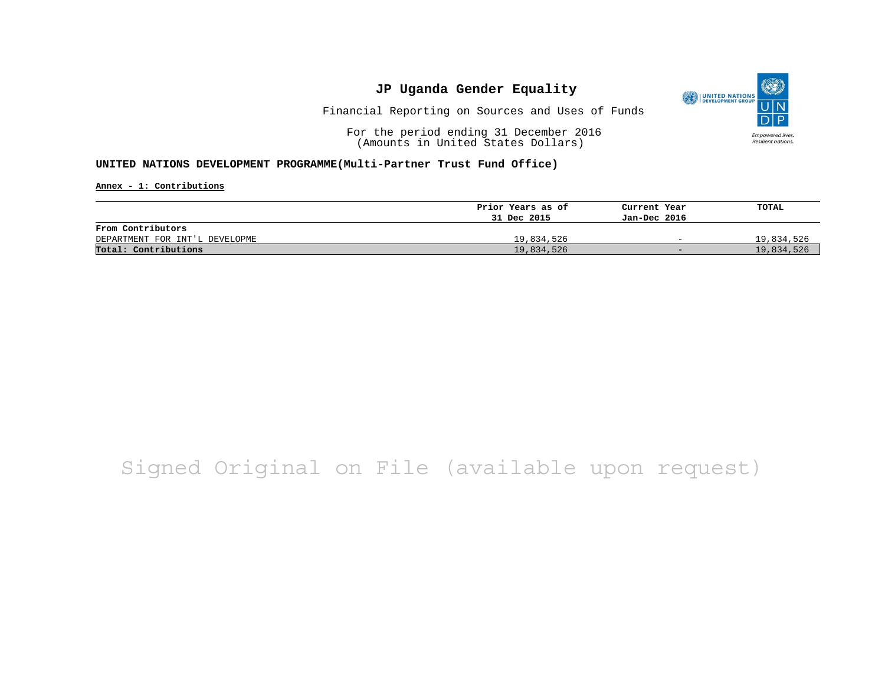# JP Uganda Gender Equality

Financial Reporting on Sources and Uses of Funds

For the period ending 31 December 2016
(Amounts in United States Dollars)

**UNITED NATIONS DEVELOPMENT PROGRAMME(Multi-Partner Trust Fund Office)**

**Annex - 1: Contributions**

| | Prior Years as of 31 Dec 2015 | Current Year Jan-Dec 2016 | TOTAL |
|---|---|---|---|
| **From Contributors** | | | |
| DEPARTMENT FOR INT'L DEVELOPME | 19,834,526 | - | 19,834,526 |
| **Total: Contributions** | 19,834,526 | - | 19,834,526 |

Signed Original on File (available upon request)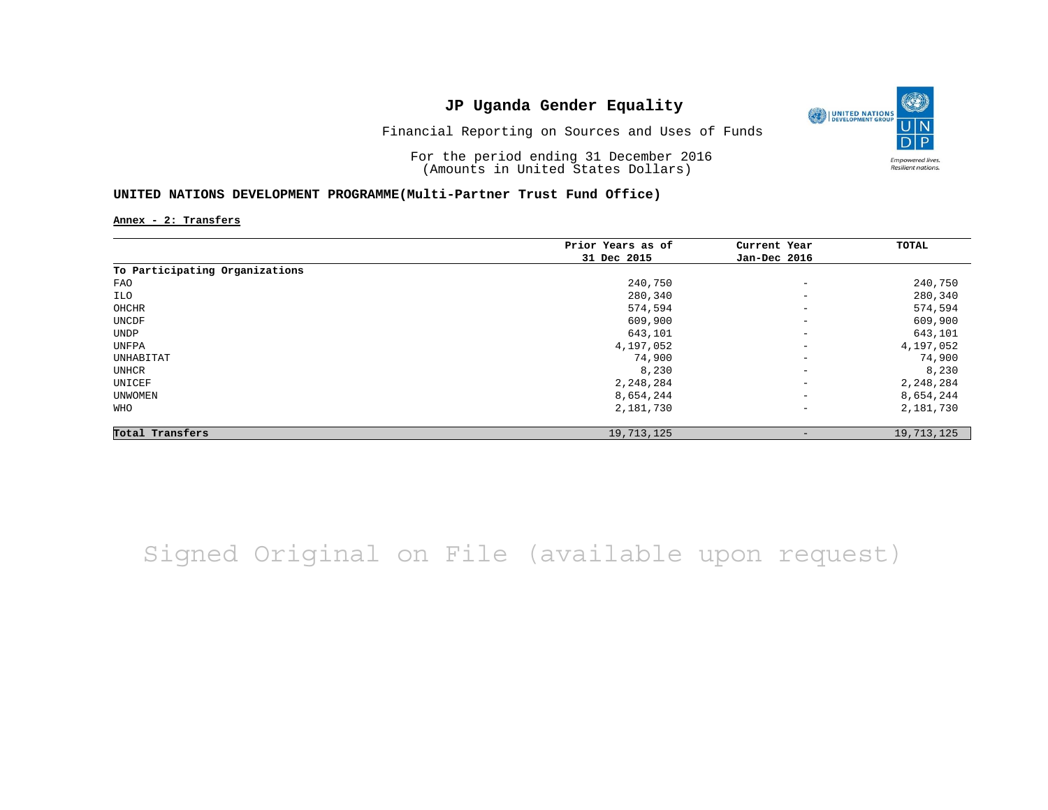# JP Uganda Gender Equality

Financial Reporting on Sources and Uses of Funds

For the period ending 31 December 2016
(Amounts in United States Dollars)

**UNITED NATIONS DEVELOPMENT PROGRAMME(Multi-Partner Trust Fund Office)**

**Annex - 2: Transfers**

| | Prior Years as of 31 Dec 2015 | Current Year Jan-Dec 2016 | TOTAL |
|---|---|---|---|
| **To Participating Organizations** | | | |
| FAO | 240,750 | - | 240,750 |
| ILO | 280,340 | - | 280,340 |
| OHCHR | 574,594 | - | 574,594 |
| UNCDF | 609,900 | - | 609,900 |
| UNDP | 643,101 | - | 643,101 |
| UNFPA | 4,197,052 | - | 4,197,052 |
| UNHABITAT | 74,900 | - | 74,900 |
| UNHCR | 8,230 | - | 8,230 |
| UNICEF | 2,248,284 | - | 2,248,284 |
| UNWOMEN | 8,654,244 | - | 8,654,244 |
| WHO | 2,181,730 | - | 2,181,730 |
| **Total Transfers** | 19,713,125 | - | 19,713,125 |

Signed Original on File (available upon request)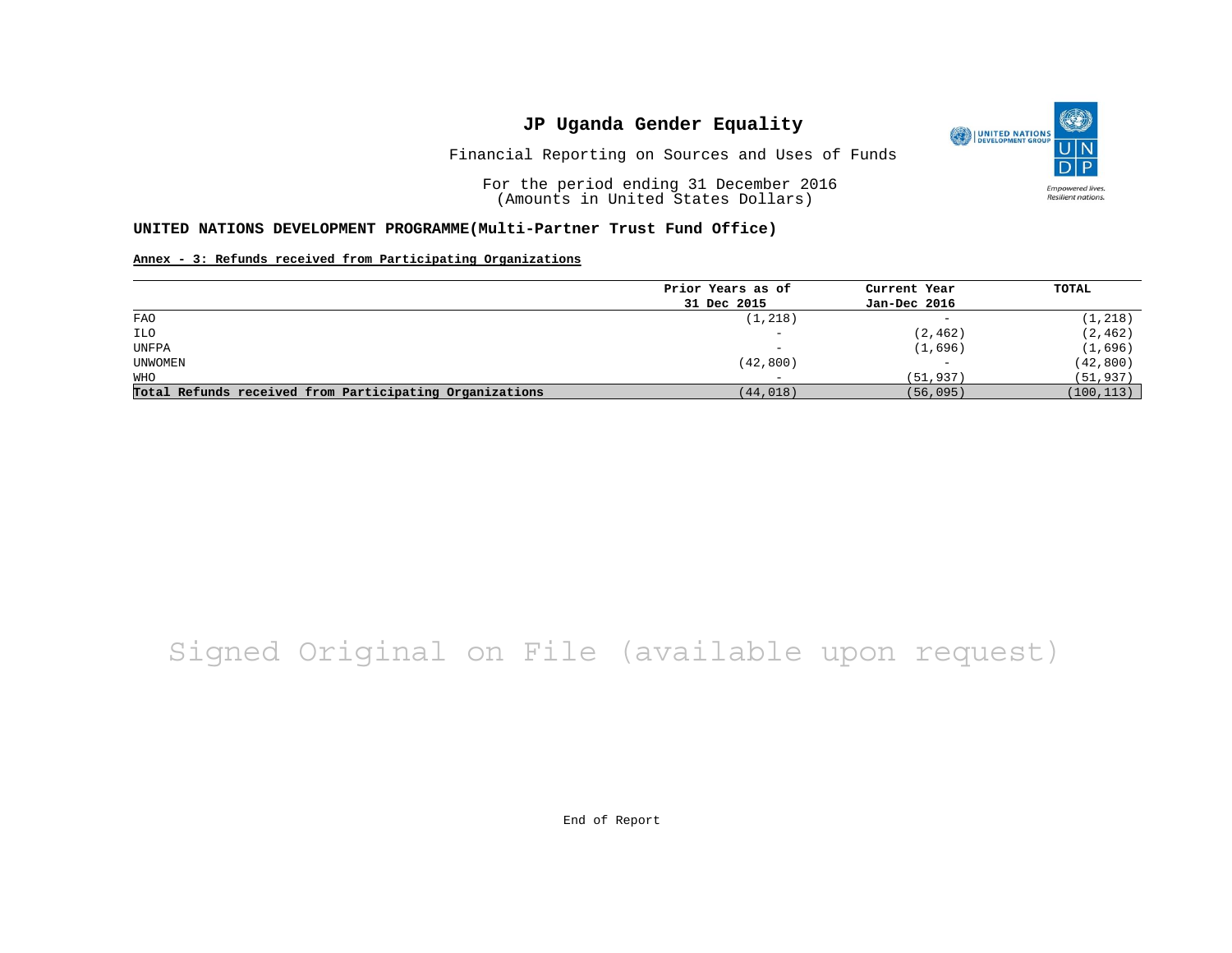# JP Uganda Gender Equality

Financial Reporting on Sources and Uses of Funds

For the period ending 31 December 2016
(Amounts in United States Dollars)

**UNITED NATIONS DEVELOPMENT PROGRAMME(Multi-Partner Trust Fund Office)**

**Annex - 3: Refunds received from Participating Organizations**

| | Prior Years as of 31 Dec 2015 | Current Year Jan-Dec 2016 | TOTAL |
|---|---|---|---|
| FAO | (1,218) | - | (1,218) |
| ILO | - | (2,462) | (2,462) |
| UNFPA | - | (1,696) | (1,696) |
| UNWOMEN | (42,800) | - | (42,800) |
| WHO | - | (51,937) | (51,937) |
| **Total Refunds received from Participating Organizations** | (44,018) | (56,095) | (100,113) |

Signed Original on File (available upon request)

End of Report